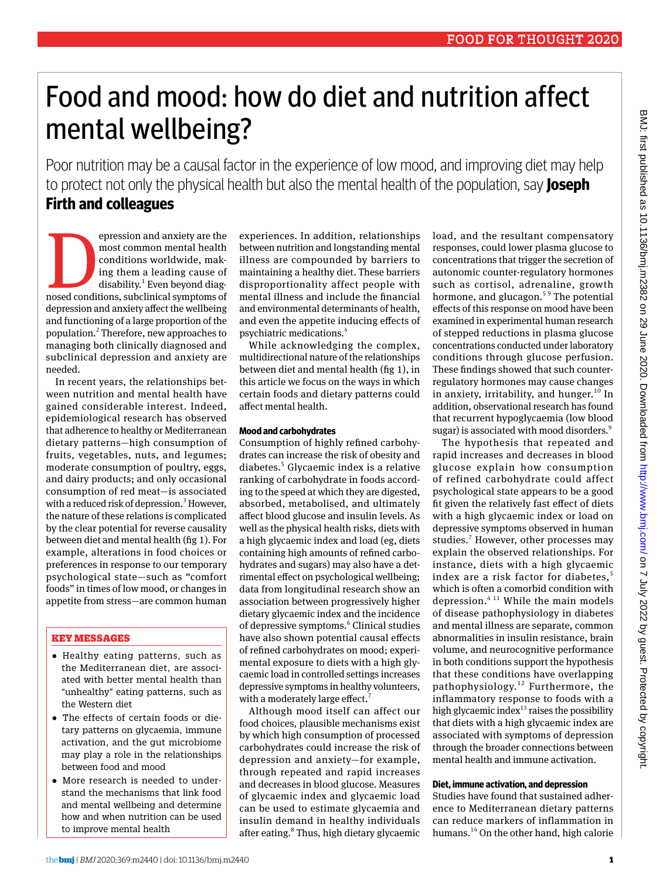# Food and mood: how do diet and nutrition affect mental wellbeing?

Poor nutrition may be a causal factor in the experience of low mood, and improving diet may help to protect not only the physical health but also the mental health of the population, say **Joseph Firth and colleagues**

Depression and anxiety are the most common mental health conditions worldwide, making them a leading cause of disability.[1] Even beyond diagnosed conditions, subclinical symptoms of depression and anxiety affect the wellbeing and functioning of a large proportion of the population.[2] Therefore, new approaches to managing both clinically diagnosed and subclinical depression and anxiety are needed.

In recent years, the relationships between nutrition and mental health have gained considerable interest. Indeed, epidemiological research has observed that adherence to healthy or Mediterranean dietary patterns—high consumption of fruits, vegetables, nuts, and legumes; moderate consumption of poultry, eggs, and dairy products; and only occasional consumption of red meat—is associated with a reduced risk of depression.[3] However, the nature of these relations is complicated by the clear potential for reverse causality between diet and mental health (fig 1). For example, alterations in food choices or preferences in response to our temporary psychological state—such as "comfort foods" in times of low mood, or changes in appetite from stress—are common human experiences. In addition, relationships between nutrition and longstanding mental illness are compounded by barriers to maintaining a healthy diet. These barriers disproportionality affect people with mental illness and include the financial and environmental determinants of health, and even the appetite inducing effects of psychiatric medications.[4]

While acknowledging the complex, multidirectional nature of the relationships between diet and mental health (fig 1), in this article we focus on the ways in which certain foods and dietary patterns could affect mental health.

## KEY MESSAGES

- Healthy eating patterns, such as the Mediterranean diet, are associated with better mental health than "unhealthy" eating patterns, such as the Western diet
- The effects of certain foods or dietary patterns on glycaemia, immune activation, and the gut microbiome may play a role in the relationships between food and mood
- More research is needed to understand the mechanisms that link food and mental wellbeing and determine how and when nutrition can be used to improve mental health

### Mood and carbohydrates

Consumption of highly refined carbohydrates can increase the risk of obesity and diabetes.[5] Glycaemic index is a relative ranking of carbohydrate in foods according to the speed at which they are digested, absorbed, metabolised, and ultimately affect blood glucose and insulin levels. As well as the physical health risks, diets with a high glycaemic index and load (eg, diets containing high amounts of refined carbohydrates and sugars) may also have a detrimental effect on psychological wellbeing; data from longitudinal research show an association between progressively higher dietary glycaemic index and the incidence of depressive symptoms.[6] Clinical studies have also shown potential causal effects of refined carbohydrates on mood; experimental exposure to diets with a high glycaemic load in controlled settings increases depressive symptoms in healthy volunteers, with a moderately large effect.[7]

Although mood itself can affect our food choices, plausible mechanisms exist by which high consumption of processed carbohydrates could increase the risk of depression and anxiety—for example, through repeated and rapid increases and decreases in blood glucose. Measures of glycaemic index and glycaemic load can be used to estimate glycaemia and insulin demand in healthy individuals after eating.[8] Thus, high dietary glycaemic load, and the resultant compensatory responses, could lower plasma glucose to concentrations that trigger the secretion of autonomic counter-regulatory hormones such as cortisol, adrenaline, growth hormone, and glucagon.[5,9] The potential effects of this response on mood have been examined in experimental human research of stepped reductions in plasma glucose concentrations conducted under laboratory conditions through glucose perfusion. These findings showed that such counter-regulatory hormones may cause changes in anxiety, irritability, and hunger.[10] In addition, observational research has found that recurrent hypoglycaemia (low blood sugar) is associated with mood disorders.[9]

The hypothesis that repeated and rapid increases and decreases in blood glucose explain how consumption of refined carbohydrate could affect psychological state appears to be a good fit given the relatively fast effect of diets with a high glycaemic index or load on depressive symptoms observed in human studies.[7] However, other processes may explain the observed relationships. For instance, diets with a high glycaemic index are a risk factor for diabetes,[5] which is often a comorbid condition with depression.[4,11] While the main models of disease pathophysiology in diabetes and mental illness are separate, common abnormalities in insulin resistance, brain volume, and neurocognitive performance in both conditions support the hypothesis that these conditions have overlapping pathophysiology.[12] Furthermore, the inflammatory response to foods with a high glycaemic index[13] raises the possibility that diets with a high glycaemic index are associated with symptoms of depression through the broader connections between mental health and immune activation.

### Diet, immune activation, and depression

Studies have found that sustained adherence to Mediterranean dietary patterns can reduce markers of inflammation in humans.[14] On the other hand, high calorie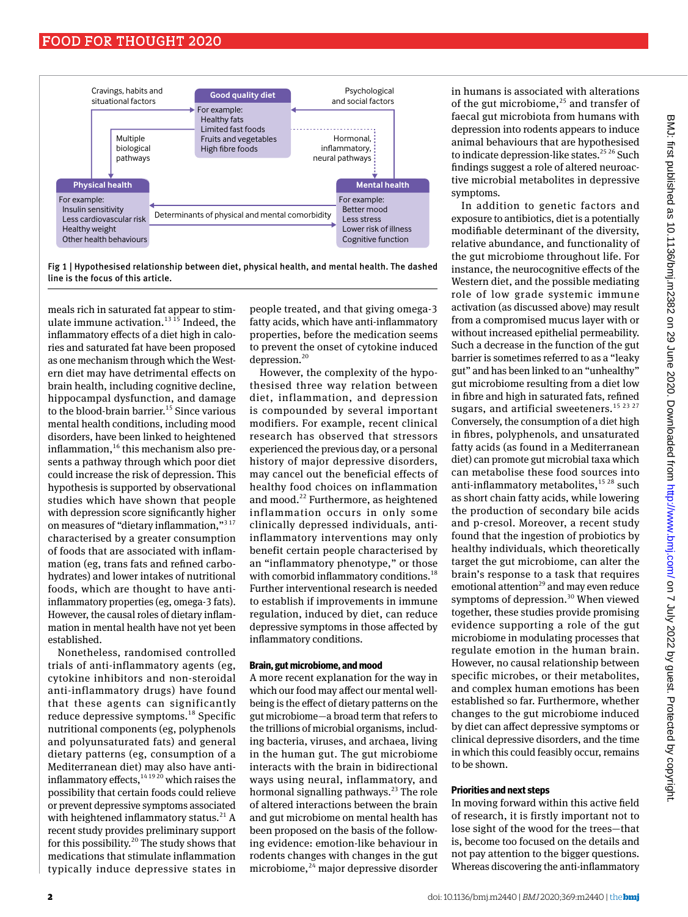Fig 1 | Hypothesised relationship between diet, physical health, and mental health. The dashed line is the focus of this article.

meals rich in saturated fat appear to stimulate immune activation.[13 15] Indeed, the inflammatory effects of a diet high in calories and saturated fat have been proposed as one mechanism through which the Western diet may have detrimental effects on brain health, including cognitive decline, hippocampal dysfunction, and damage to the blood-brain barrier.[15] Since various mental health conditions, including mood disorders, have been linked to heightened inflammation,[16] this mechanism also presents a pathway through which poor diet could increase the risk of depression. This hypothesis is supported by observational studies which have shown that people with depression score significantly higher on measures of "dietary inflammation,"[3 17] characterised by a greater consumption of foods that are associated with inflammation (eg, trans fats and refined carbohydrates) and lower intakes of nutritional foods, which are thought to have anti-inflammatory properties (eg, omega-3 fats). However, the causal roles of dietary inflammation in mental health have not yet been established.

Nonetheless, randomised controlled trials of anti-inflammatory agents (eg, cytokine inhibitors and non-steroidal anti-inflammatory drugs) have found that these agents can significantly reduce depressive symptoms.[18] Specific nutritional components (eg, polyphenols and polyunsaturated fats) and general dietary patterns (eg, consumption of a Mediterranean diet) may also have anti-inflammatory effects,[14 19 20] which raises the possibility that certain foods could relieve or prevent depressive symptoms associated with heightened inflammatory status.[21] A recent study provides preliminary support for this possibility.[20] The study shows that medications that stimulate inflammation typically induce depressive states in people treated, and that giving omega-3 fatty acids, which have anti-inflammatory properties, before the medication seems to prevent the onset of cytokine induced depression.[20]

However, the complexity of the hypothesised three way relation between diet, inflammation, and depression is compounded by several important modifiers. For example, recent clinical research has observed that stressors experienced the previous day, or a personal history of major depressive disorders, may cancel out the beneficial effects of healthy food choices on inflammation and mood.[22] Furthermore, as heightened inflammation occurs in only some clinically depressed individuals, anti-inflammatory interventions may only benefit certain people characterised by an "inflammatory phenotype," or those with comorbid inflammatory conditions.[18] Further interventional research is needed to establish if improvements in immune regulation, induced by diet, can reduce depressive symptoms in those affected by inflammatory conditions.

### Brain, gut microbiome, and mood

A more recent explanation for the way in which our food may affect our mental wellbeing is the effect of dietary patterns on the gut microbiome—a broad term that refers to the trillions of microbial organisms, including bacteria, viruses, and archaea, living in the human gut. The gut microbiome interacts with the brain in bidirectional ways using neural, inflammatory, and hormonal signalling pathways.[23] The role of altered interactions between the brain and gut microbiome on mental health has been proposed on the basis of the following evidence: emotion-like behaviour in rodents changes with changes in the gut microbiome,[24] major depressive disorder in humans is associated with alterations of the gut microbiome,[25] and transfer of faecal gut microbiota from humans with depression into rodents appears to induce animal behaviours that are hypothesised to indicate depression-like states.[25 26] Such findings suggest a role of altered neuroactive microbial metabolites in depressive symptoms.

In addition to genetic factors and exposure to antibiotics, diet is a potentially modifiable determinant of the diversity, relative abundance, and functionality of the gut microbiome throughout life. For instance, the neurocognitive effects of the Western diet, and the possible mediating role of low grade systemic immune activation (as discussed above) may result from a compromised mucus layer with or without increased epithelial permeability. Such a decrease in the function of the gut barrier is sometimes referred to as a "leaky gut" and has been linked to an "unhealthy" gut microbiome resulting from a diet low in fibre and high in saturated fats, refined sugars, and artificial sweeteners.[15 23 27] Conversely, the consumption of a diet high in fibres, polyphenols, and unsaturated fatty acids (as found in a Mediterranean diet) can promote gut microbial taxa which can metabolise these food sources into anti-inflammatory metabolites,[15 28] such as short chain fatty acids, while lowering the production of secondary bile acids and p-cresol. Moreover, a recent study found that the ingestion of probiotics by healthy individuals, which theoretically target the gut microbiome, can alter the brain's response to a task that requires emotional attention[29] and may even reduce symptoms of depression.[30] When viewed together, these studies provide promising evidence supporting a role of the gut microbiome in modulating processes that regulate emotion in the human brain. However, no causal relationship between specific microbes, or their metabolites, and complex human emotions has been established so far. Furthermore, whether changes to the gut microbiome induced by diet can affect depressive symptoms or clinical depressive disorders, and the time in which this could feasibly occur, remains to be shown.

### Priorities and next steps

In moving forward within this active field of research, it is firstly important not to lose sight of the wood for the trees—that is, become too focused on the details and not pay attention to the bigger questions. Whereas discovering the anti-inflammatory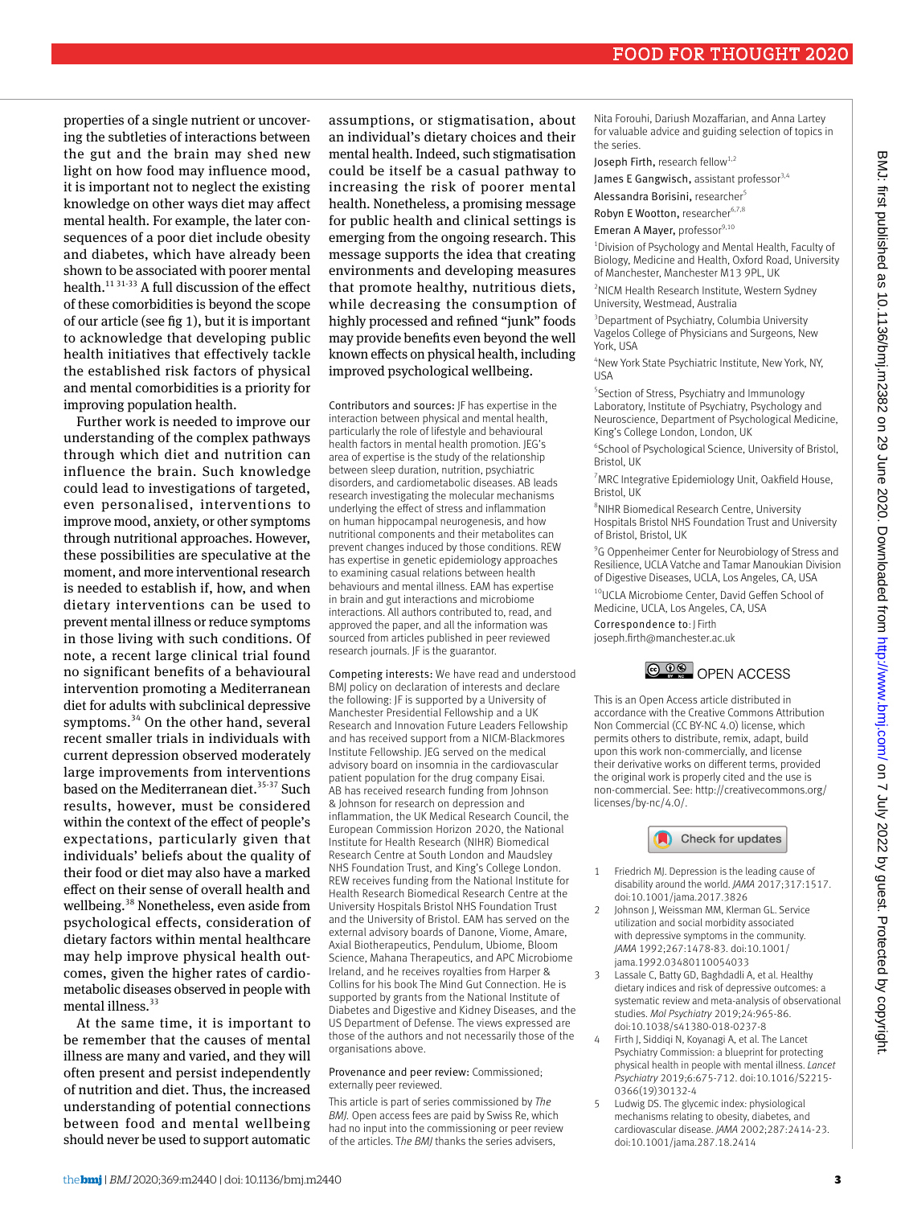properties of a single nutrient or uncovering the subtleties of interactions between the gut and the brain may shed new light on how food may influence mood, it is important not to neglect the existing knowledge on other ways diet may affect mental health. For example, the later consequences of a poor diet include obesity and diabetes, which have already been shown to be associated with poorer mental health.[11 31-33] A full discussion of the effect of these comorbidities is beyond the scope of our article (see fig 1), but it is important to acknowledge that developing public health initiatives that effectively tackle the established risk factors of physical and mental comorbidities is a priority for improving population health.

Further work is needed to improve our understanding of the complex pathways through which diet and nutrition can influence the brain. Such knowledge could lead to investigations of targeted, even personalised, interventions to improve mood, anxiety, or other symptoms through nutritional approaches. However, these possibilities are speculative at the moment, and more interventional research is needed to establish if, how, and when dietary interventions can be used to prevent mental illness or reduce symptoms in those living with such conditions. Of note, a recent large clinical trial found no significant benefits of a behavioural intervention promoting a Mediterranean diet for adults with subclinical depressive symptoms.[34] On the other hand, several recent smaller trials in individuals with current depression observed moderately large improvements from interventions based on the Mediterranean diet.[35-37] Such results, however, must be considered within the context of the effect of people's expectations, particularly given that individuals' beliefs about the quality of their food or diet may also have a marked effect on their sense of overall health and wellbeing.[38] Nonetheless, even aside from psychological effects, consideration of dietary factors within mental healthcare may help improve physical health outcomes, given the higher rates of cardiometabolic diseases observed in people with mental illness.[33]

At the same time, it is important to be remember that the causes of mental illness are many and varied, and they will often present and persist independently of nutrition and diet. Thus, the increased understanding of potential connections between food and mental wellbeing should never be used to support automatic assumptions, or stigmatisation, about an individual's dietary choices and their mental health. Indeed, such stigmatisation could be itself be a causal pathway to increasing the risk of poorer mental health. Nonetheless, a promising message for public health and clinical settings is emerging from the ongoing research. This message supports the idea that creating environments and developing measures that promote healthy, nutritious diets, while decreasing the consumption of highly processed and refined "junk" foods may provide benefits even beyond the well known effects on physical health, including improved psychological wellbeing.

**Contributors and sources:** JF has expertise in the interaction between physical and mental health, particularly the role of lifestyle and behavioural health factors in mental health promotion. JEG's area of expertise is the study of the relationship between sleep duration, nutrition, psychiatric disorders, and cardiometabolic diseases. AB leads research investigating the molecular mechanisms underlying the effect of stress and inflammation on human hippocampal neurogenesis, and how nutritional components and their metabolites can prevent changes induced by those conditions. REW has expertise in genetic epidemiology approaches to examining casual relations between health behaviours and mental illness. EAM has expertise in brain and gut interactions and microbiome interactions. All authors contributed to, read, and approved the paper, and all the information was sourced from articles published in peer reviewed research journals. JF is the guarantor.

**Competing interests:** We have read and understood BMJ policy on declaration of interests and declare the following: JF is supported by a University of Manchester Presidential Fellowship and a UK Research and Innovation Future Leaders Fellowship and has received support from a NICM-Blackmores Institute Fellowship. JEG served on the medical advisory board on insomnia in the cardiovascular patient population for the drug company Eisai. AB has received research funding from Johnson & Johnson for research on depression and inflammation, the UK Medical Research Council, the European Commission Horizon 2020, the National Institute for Health Research (NIHR) Biomedical Research Centre at South London and Maudsley NHS Foundation Trust, and King's College London. REW receives funding from the National Institute for Health Research Biomedical Research Centre at the University Hospitals Bristol NHS Foundation Trust and the University of Bristol. EAM has served on the external advisory boards of Danone, Viome, Amare, Axial Biotherapeutics, Pendulum, Ubiome, Bloom Science, Mahana Therapeutics, and APC Microbiome Ireland, and he receives royalties from Harper & Collins for his book The Mind Gut Connection. He is supported by grants from the National Institute of Diabetes and Digestive and Kidney Diseases, and the US Department of Defense. The views expressed are those of the authors and not necessarily those of the organisations above.

**Provenance and peer review:** Commissioned; externally peer reviewed.

This article is part of series commissioned by *The BMJ*. Open access fees are paid by Swiss Re, which had no input into the commissioning or peer review of the articles. *The BMJ* thanks the series advisers, Nita Forouhi, Dariush Mozaffarian, and Anna Lartey for valuable advice and guiding selection of topics in the series.

Joseph Firth, research fellow[1,2]

James E Gangwisch, assistant professor[3,4]

Alessandra Borisini, researcher[5]

Robyn E Wootton, researcher[6,7,8]

Emeran A Mayer, professor[9,10]

[1]Division of Psychology and Mental Health, Faculty of Biology, Medicine and Health, Oxford Road, University of Manchester, Manchester M13 9PL, UK

[2]NICM Health Research Institute, Western Sydney University, Westmead, Australia

[3]Department of Psychiatry, Columbia University Vagelos College of Physicians and Surgeons, New York, USA

[4]New York State Psychiatric Institute, New York, NY, USA

[5]Section of Stress, Psychiatry and Immunology Laboratory, Institute of Psychiatry, Psychology and Neuroscience, Department of Psychological Medicine, King's College London, London, UK

[6]School of Psychological Science, University of Bristol, Bristol, UK

[7]MRC Integrative Epidemiology Unit, Oakfield House, Bristol, UK

[8]NIHR Biomedical Research Centre, University Hospitals Bristol NHS Foundation Trust and University of Bristol, Bristol, UK

[9]G Oppenheimer Center for Neurobiology of Stress and Resilience, UCLA Vatche and Tamar Manoukian Division of Digestive Diseases, UCLA, Los Angeles, CA, USA

[10]UCLA Microbiome Center, David Geffen School of Medicine, UCLA, Los Angeles, CA, USA

Correspondence to: J Firth joseph.firth@manchester.ac.uk

OPEN ACCESS

This is an Open Access article distributed in accordance with the Creative Commons Attribution Non Commercial (CC BY-NC 4.0) license, which permits others to distribute, remix, adapt, build upon this work non-commercially, and license their derivative works on different terms, provided the original work is properly cited and the use is non-commercial. See: http://creativecommons.org/licenses/by-nc/4.0/.

1. Friedrich MJ. Depression is the leading cause of disability around the world. *JAMA* 2017;317:1517. doi:10.1001/jama.2017.3826
2. Johnson J, Weissman MM, Klerman GL. Service utilization and social morbidity associated with depressive symptoms in the community. *JAMA* 1992;267:1478-83. doi:10.1001/jama.1992.03480110054033
3. Lassale C, Batty GD, Baghdadli A, et al. Healthy dietary indices and risk of depressive outcomes: a systematic review and meta-analysis of observational studies. *Mol Psychiatry* 2019;24:965-86. doi:10.1038/s41380-018-0237-8
4. Firth J, Siddiqi N, Koyanagi A, et al. The Lancet Psychiatry Commission: a blueprint for protecting physical health in people with mental illness. *Lancet Psychiatry* 2019;6:675-712. doi:10.1016/S2215-0366(19)30132-4
5. Ludwig DS. The glycemic index: physiological mechanisms relating to obesity, diabetes, and cardiovascular disease. *JAMA* 2002;287:2414-23. doi:10.1001/jama.287.18.2414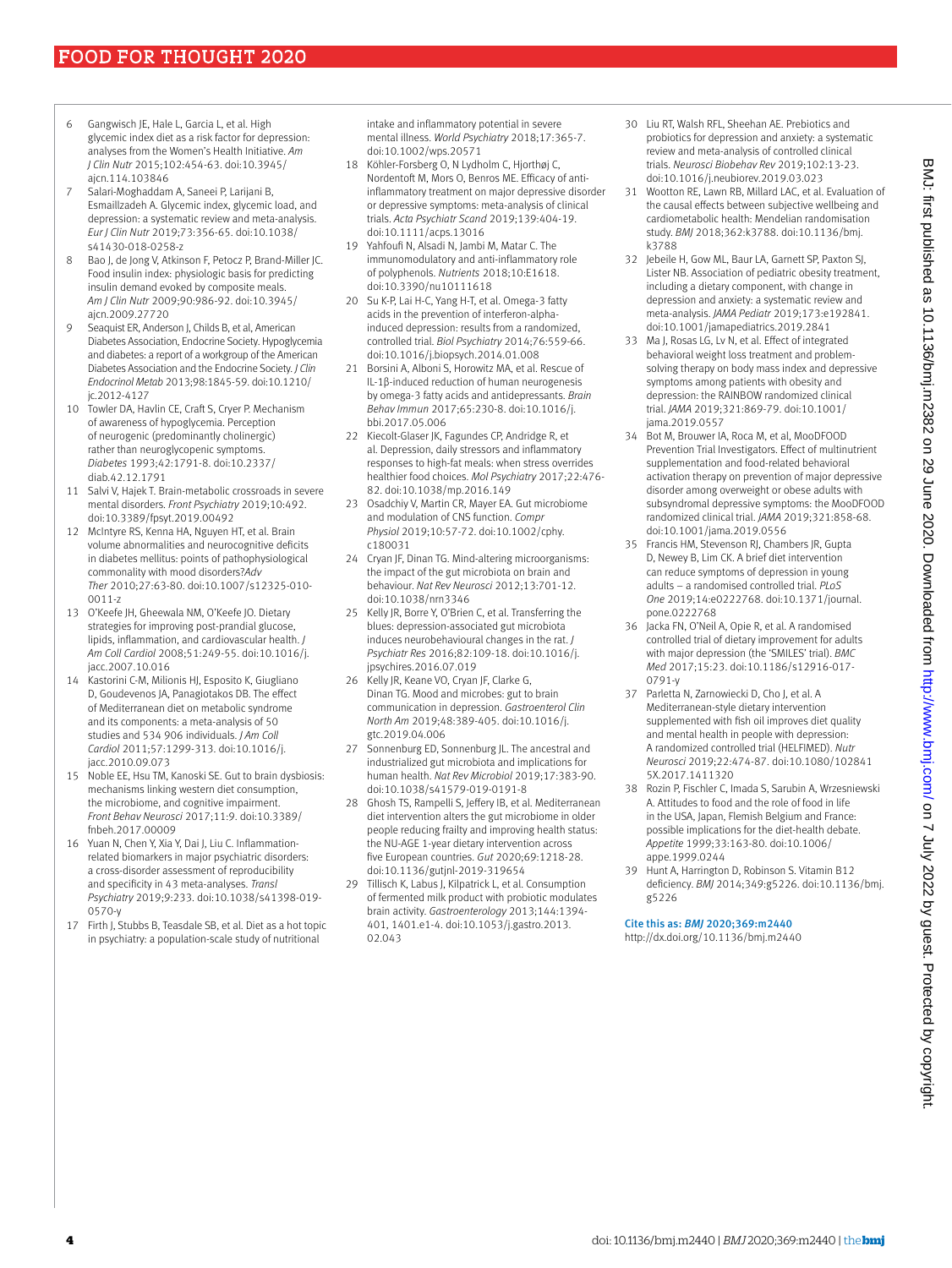6 Gangwisch JE, Hale L, Garcia L, et al. High glycemic index diet as a risk factor for depression: analyses from the Women's Health Initiative. *Am J Clin Nutr* 2015;102:454-63. doi:10.3945/ajcn.114.103846

7 Salari-Moghaddam A, Saneei P, Larijani B, Esmaillzadeh A. Glycemic index, glycemic load, and depression: a systematic review and meta-analysis. *Eur J Clin Nutr* 2019;73:356-65. doi:10.1038/s41430-018-0258-z

8 Bao J, de Jong V, Atkinson F, Petocz P, Brand-Miller JC. Food insulin index: physiologic basis for predicting insulin demand evoked by composite meals. *Am J Clin Nutr* 2009;90:986-92. doi:10.3945/ajcn.2009.27720

9 Seaquist ER, Anderson J, Childs B, et al, American Diabetes Association, Endocrine Society. Hypoglycemia and diabetes: a report of a workgroup of the American Diabetes Association and the Endocrine Society. *J Clin Endocrinol Metab* 2013;98:1845-59. doi:10.1210/jc.2012-4127

10 Towler DA, Havlin CE, Craft S, Cryer P. Mechanism of awareness of hypoglycemia. Perception of neurogenic (predominantly cholinergic) rather than neuroglycopenic symptoms. *Diabetes* 1993;42:1791-8. doi:10.2337/diab.42.12.1791

11 Salvi V, Hajek T. Brain-metabolic crossroads in severe mental disorders. *Front Psychiatry* 2019;10:492. doi:10.3389/fpsyt.2019.00492

12 McIntyre RS, Kenna HA, Nguyen HT, et al. Brain volume abnormalities and neurocognitive deficits in diabetes mellitus: points of pathophysiological commonality with mood disorders?*Adv Ther* 2010;27:63-80. doi:10.1007/s12325-010-0011-z

13 O'Keefe JH, Gheewala NM, O'Keefe JO. Dietary strategies for improving post-prandial glucose, lipids, inflammation, and cardiovascular health. *J Am Coll Cardiol* 2008;51:249-55. doi:10.1016/j.jacc.2007.10.016

14 Kastorini C-M, Milionis HJ, Esposito K, Giugliano D, Goudevenos JA, Panagiotakos DB. The effect of Mediterranean diet on metabolic syndrome and its components: a meta-analysis of 50 studies and 534 906 individuals. *J Am Coll Cardiol* 2011;57:1299-313. doi:10.1016/j.jacc.2010.09.073

15 Noble EE, Hsu TM, Kanoski SE. Gut to brain dysbiosis: mechanisms linking western diet consumption, the microbiome, and cognitive impairment. *Front Behav Neurosci* 2017;11:9. doi:10.3389/fnbeh.2017.00009

16 Yuan N, Chen Y, Xia Y, Dai J, Liu C. Inflammation-related biomarkers in major psychiatric disorders: a cross-disorder assessment of reproducibility and specificity in 43 meta-analyses. *Transl Psychiatry* 2019;9:233. doi:10.1038/s41398-019-0570-y

17 Firth J, Stubbs B, Teasdale SB, et al. Diet as a hot topic in psychiatry: a population-scale study of nutritional intake and inflammatory potential in severe mental illness. *World Psychiatry* 2018;17:365-7. doi:10.1002/wps.20571

18 Köhler-Forsberg O, N Lydholm C, Hjorthøj C, Nordentoft M, Mors O, Benros ME. Efficacy of anti-inflammatory treatment on major depressive disorder or depressive symptoms: meta-analysis of clinical trials. *Acta Psychiatr Scand* 2019;139:404-19. doi:10.1111/acps.13016

19 Yahfoufi N, Alsadi N, Jambi M, Matar C. The immunomodulatory and anti-inflammatory role of polyphenols. *Nutrients* 2018;10:E1618. doi:10.3390/nu10111618

20 Su K-P, Lai H-C, Yang H-T, et al. Omega-3 fatty acids in the prevention of interferon-alpha-induced depression: results from a randomized, controlled trial. *Biol Psychiatry* 2014;76:559-66. doi:10.1016/j.biopsych.2014.01.008

21 Borsini A, Alboni S, Horowitz MA, et al. Rescue of IL-1β-induced reduction of human neurogenesis by omega-3 fatty acids and antidepressants. *Brain Behav Immun* 2017;65:230-8. doi:10.1016/j.bbi.2017.05.006

22 Kiecolt-Glaser JK, Fagundes CP, Andridge R, et al. Depression, daily stressors and inflammatory responses to high-fat meals: when stress overrides healthier food choices. *Mol Psychiatry* 2017;22:476-82. doi:10.1038/mp.2016.149

23 Osadchiy V, Martin CR, Mayer EA. Gut microbiome and modulation of CNS function. *Compr Physiol* 2019;10:57-72. doi:10.1002/cphy.c180031

24 Cryan JF, Dinan TG. Mind-altering microorganisms: the impact of the gut microbiota on brain and behaviour. *Nat Rev Neurosci* 2012;13:701-12. doi:10.1038/nrn3346

25 Kelly JR, Borre Y, O'Brien C, et al. Transferring the blues: depression-associated gut microbiota induces neurobehavioural changes in the rat. *J Psychiatr Res* 2016;82:109-18. doi:10.1016/j.jpsychires.2016.07.019

26 Kelly JR, Keane VO, Cryan JF, Clarke G, Dinan TG. Mood and microbes: gut to brain communication in depression. *Gastroenterol Clin North Am* 2019;48:389-405. doi:10.1016/j.gtc.2019.04.006

27 Sonnenburg ED, Sonnenburg JL. The ancestral and industrialized gut microbiota and implications for human health. *Nat Rev Microbiol* 2019;17:383-90. doi:10.1038/s41579-019-0191-8

28 Ghosh TS, Rampelli S, Jeffery IB, et al. Mediterranean diet intervention alters the gut microbiome in older people reducing frailty and improving health status: the NU-AGE 1-year dietary intervention across five European countries. *Gut* 2020;69:1218-28. doi:10.1136/gutjnl-2019-319654

29 Tillisch K, Labus J, Kilpatrick L, et al. Consumption of fermented milk product with probiotic modulates brain activity. *Gastroenterology* 2013;144:1394-401, 1401.e1-4. doi:10.1053/j.gastro.2013.02.043

30 Liu RT, Walsh RFL, Sheehan AE. Prebiotics and probiotics for depression and anxiety: a systematic review and meta-analysis of controlled clinical trials. *Neurosci Biobehav Rev* 2019;102:13-23. doi:10.1016/j.neubiorev.2019.03.023

31 Wootton RE, Lawn RB, Millard LAC, et al. Evaluation of the causal effects between subjective wellbeing and cardiometabolic health: Mendelian randomisation study. *BMJ* 2018;362:k3788. doi:10.1136/bmj.k3788

32 Jebeile H, Gow ML, Baur LA, Garnett SP, Paxton SJ, Lister NB. Association of pediatric obesity treatment, including a dietary component, with change in depression and anxiety: a systematic review and meta-analysis. *JAMA Pediatr* 2019;173:e192841. doi:10.1001/jamapediatrics.2019.2841

33 Ma J, Rosas LG, Lv N, et al. Effect of integrated behavioral weight loss treatment and problem-solving therapy on body mass index and depressive symptoms among patients with obesity and depression: the RAINBOW randomized clinical trial. *JAMA* 2019;321:869-79. doi:10.1001/jama.2019.0557

34 Bot M, Brouwer IA, Roca M, et al, MooDFOOD Prevention Trial Investigators. Effect of multinutrient supplementation and food-related behavioral activation therapy on prevention of major depressive disorder among overweight or obese adults with subsyndromal depressive symptoms: the MooDFOOD randomized clinical trial. *JAMA* 2019;321:858-68. doi:10.1001/jama.2019.0556

35 Francis HM, Stevenson RJ, Chambers JR, Gupta D, Newey B, Lim CK. A brief diet intervention can reduce symptoms of depression in young adults – a randomised controlled trial. *PLoS One* 2019;14:e0222768. doi:10.1371/journal.pone.0222768

36 Jacka FN, O'Neil A, Opie R, et al. A randomised controlled trial of dietary improvement for adults with major depression (the 'SMILES' trial). *BMC Med* 2017;15:23. doi:10.1186/s12916-017-0791-y

37 Parletta N, Zarnowiecki D, Cho J, et al. A Mediterranean-style dietary intervention supplemented with fish oil improves diet quality and mental health in people with depression: A randomized controlled trial (HELFIMED). *Nutr Neurosci* 2019;22:474-87. doi:10.1080/1028415X.2017.1411320

38 Rozin P, Fischler C, Imada S, Sarubin A, Wrzesniewski A. Attitudes to food and the role of food in life in the USA, Japan, Flemish Belgium and France: possible implications for the diet-health debate. *Appetite* 1999;33:163-80. doi:10.1006/appe.1999.0244

39 Hunt A, Harrington D, Robinson S. Vitamin B12 deficiency. *BMJ* 2014;349:g5226. doi:10.1136/bmj.g5226

**Cite this as:** *BMJ* 2020;369:m2440

http://dx.doi.org/10.1136/bmj.m2440